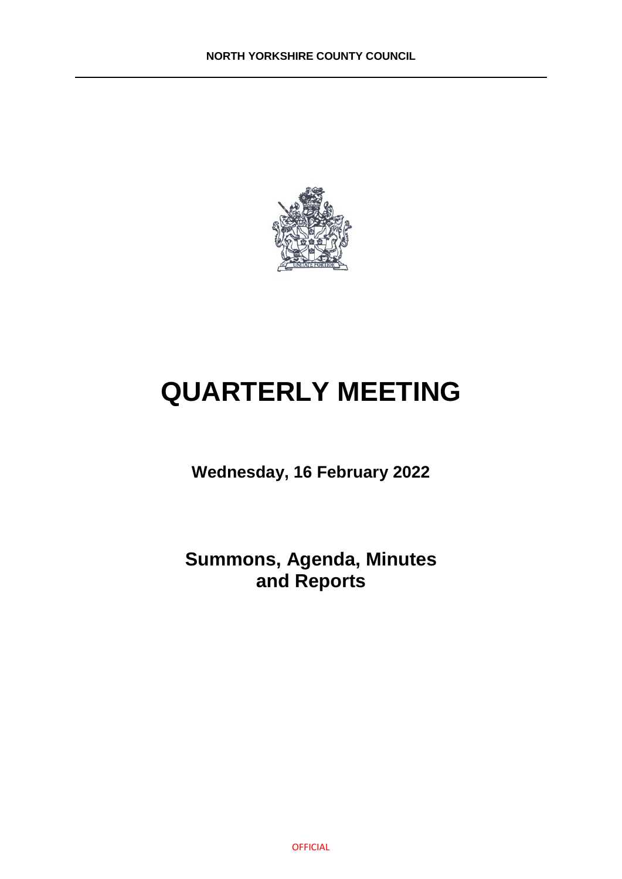**NORTH YORKSHIRE COUNTY COUNCIL**

# QUARTERLY MEETING

**Wednesday, 16 February 2022**

## Summons, Agenda, Minutes and Reports

OFFICIAL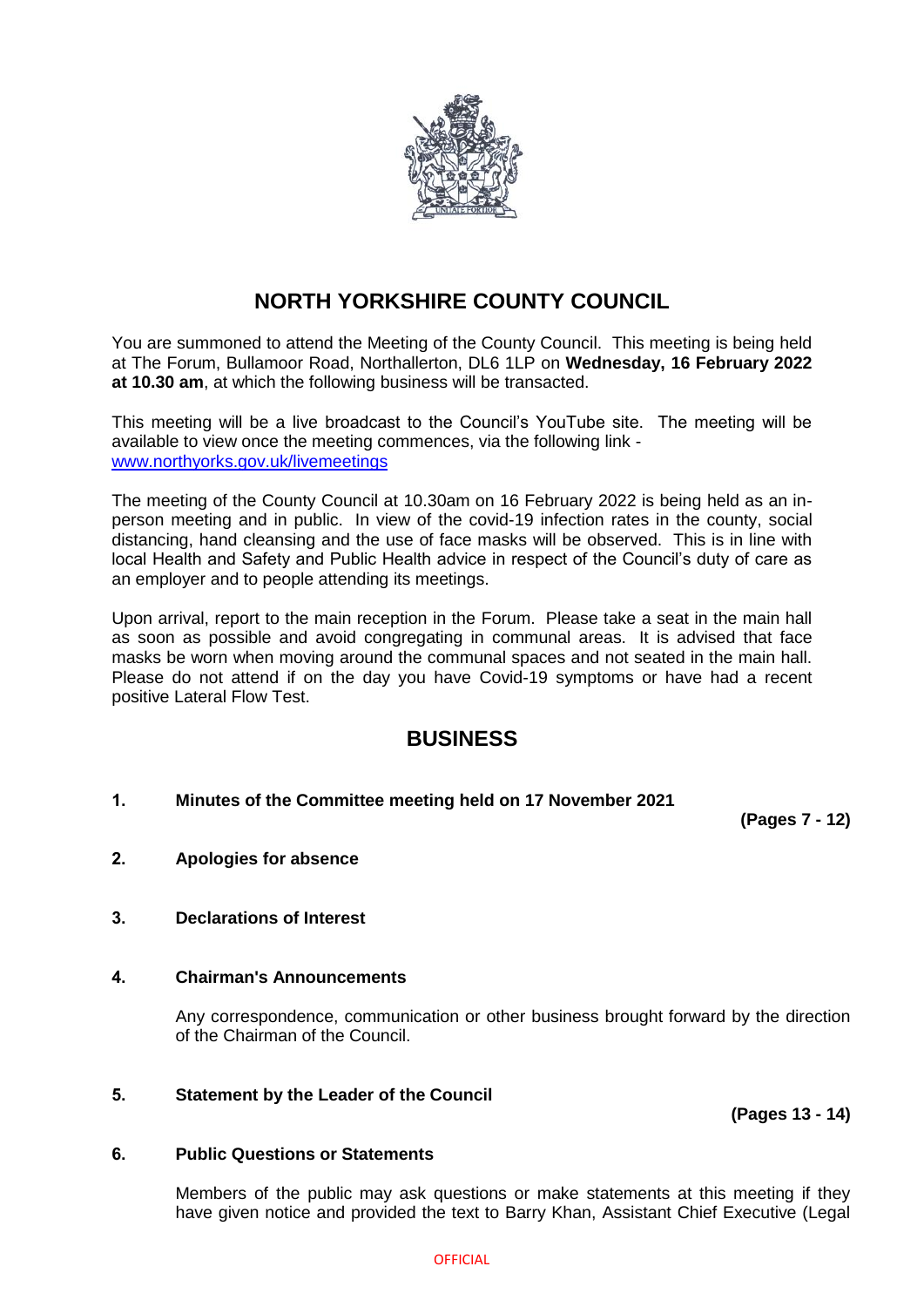# NORTH YORKSHIRE COUNTY COUNCIL

You are summoned to attend the Meeting of the County Council. This meeting is being held at The Forum, Bullamoor Road, Northallerton, DL6 1LP on **Wednesday, 16 February 2022 at 10.30 am**, at which the following business will be transacted.

This meeting will be a live broadcast to the Council's YouTube site. The meeting will be available to view once the meeting commences, via the following link - [www.northyorks.gov.uk/livemeetings](www.northyorks.gov.uk/livemeetings)

The meeting of the County Council at 10.30am on 16 February 2022 is being held as an in-person meeting and in public. In view of the covid-19 infection rates in the county, social distancing, hand cleansing and the use of face masks will be observed. This is in line with local Health and Safety and Public Health advice in respect of the Council's duty of care as an employer and to people attending its meetings.

Upon arrival, report to the main reception in the Forum. Please take a seat in the main hall as soon as possible and avoid congregating in communal areas. It is advised that face masks be worn when moving around the communal spaces and not seated in the main hall. Please do not attend if on the day you have Covid-19 symptoms or have had a recent positive Lateral Flow Test.

## BUSINESS

**1. Minutes of the Committee meeting held on 17 November 2021** **(Pages 7 - 12)**

**2. Apologies for absence**

**3. Declarations of Interest**

**4. Chairman's Announcements**

Any correspondence, communication or other business brought forward by the direction of the Chairman of the Council.

**5. Statement by the Leader of the Council** **(Pages 13 - 14)**

**6. Public Questions or Statements**

Members of the public may ask questions or make statements at this meeting if they have given notice and provided the text to Barry Khan, Assistant Chief Executive (Legal

OFFICIAL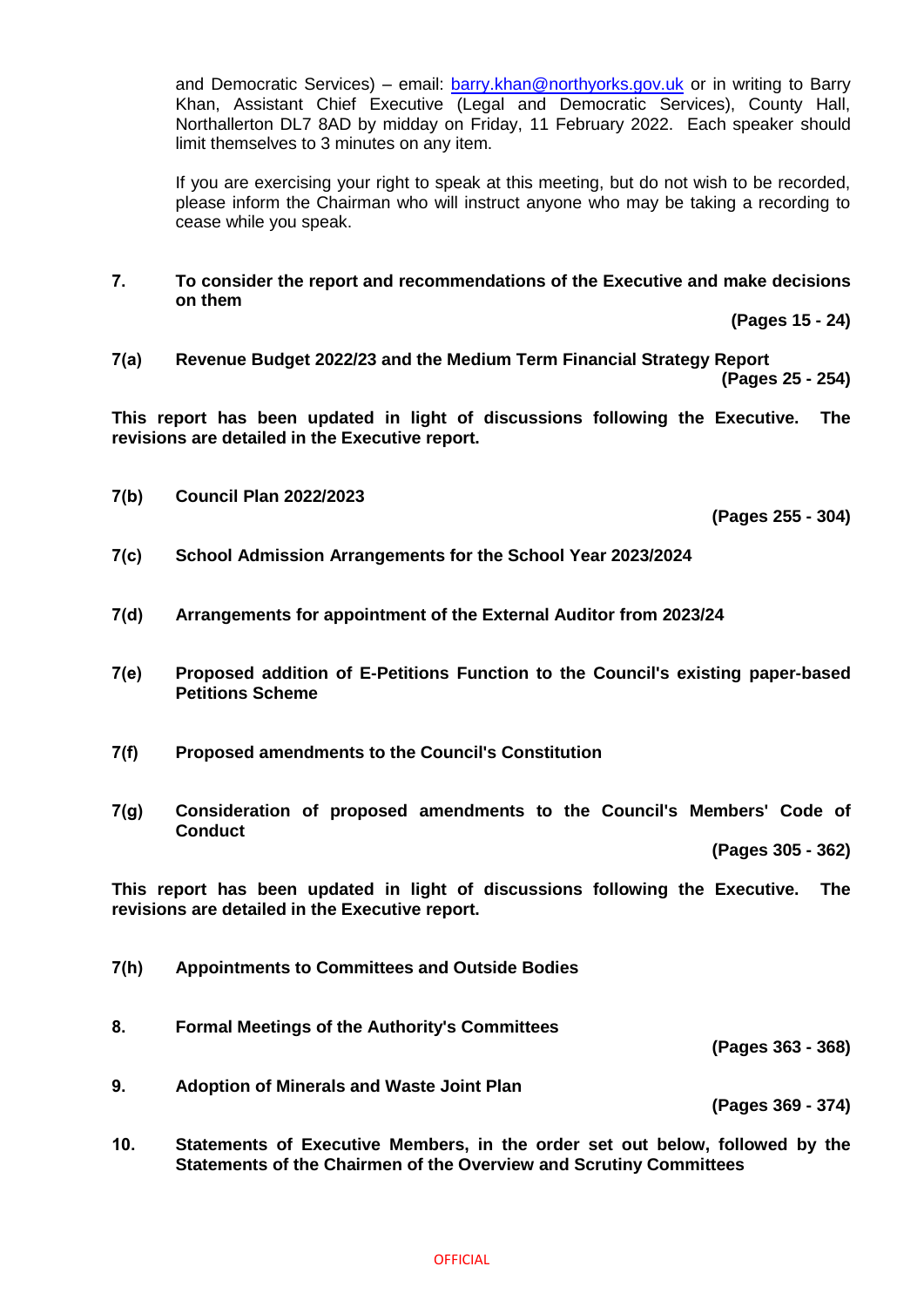and Democratic Services) – email: barry.khan@northyorks.gov.uk or in writing to Barry Khan, Assistant Chief Executive (Legal and Democratic Services), County Hall, Northallerton DL7 8AD by midday on Friday, 11 February 2022. Each speaker should limit themselves to 3 minutes on any item.

If you are exercising your right to speak at this meeting, but do not wish to be recorded, please inform the Chairman who will instruct anyone who may be taking a recording to cease while you speak.

**7. To consider the report and recommendations of the Executive and make decisions on them**

**(Pages 15 - 24)**

**7(a) Revenue Budget 2022/23 and the Medium Term Financial Strategy Report**

**(Pages 25 - 254)**

**This report has been updated in light of discussions following the Executive. The revisions are detailed in the Executive report.**

**7(b) Council Plan 2022/2023**

**(Pages 255 - 304)**

**7(c) School Admission Arrangements for the School Year 2023/2024**

**7(d) Arrangements for appointment of the External Auditor from 2023/24**

**7(e) Proposed addition of E-Petitions Function to the Council's existing paper-based Petitions Scheme**

**7(f) Proposed amendments to the Council's Constitution**

**7(g) Consideration of proposed amendments to the Council's Members' Code of Conduct**

**(Pages 305 - 362)**

**This report has been updated in light of discussions following the Executive. The revisions are detailed in the Executive report.**

**7(h) Appointments to Committees and Outside Bodies**

**8. Formal Meetings of the Authority's Committees**

**(Pages 363 - 368)**

**9. Adoption of Minerals and Waste Joint Plan**

**(Pages 369 - 374)**

**10. Statements of Executive Members, in the order set out below, followed by the Statements of the Chairmen of the Overview and Scrutiny Committees**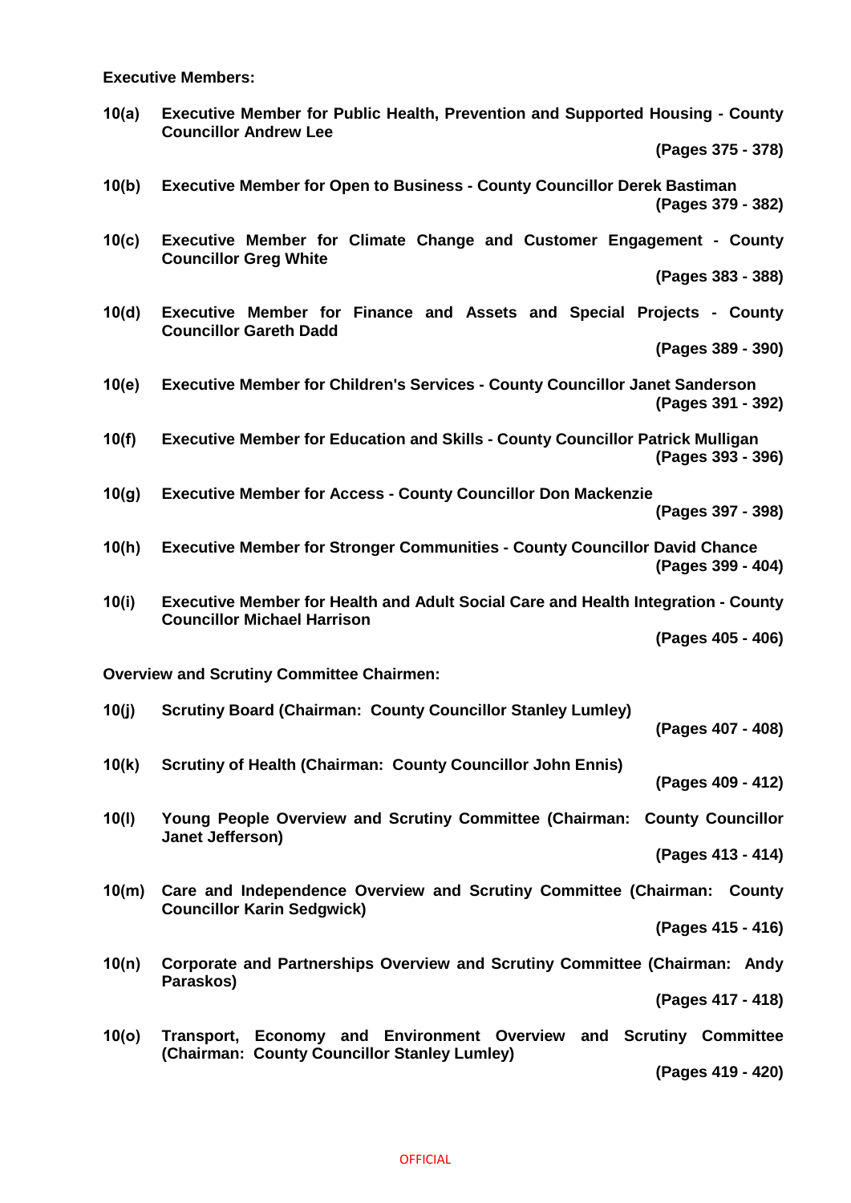**Executive Members:**

**10(a)** **Executive Member for Public Health, Prevention and Supported Housing - County Councillor Andrew Lee**

**(Pages 375 - 378)**

**10(b)** **Executive Member for Open to Business - County Councillor Derek Bastiman**

**(Pages 379 - 382)**

**10(c)** **Executive Member for Climate Change and Customer Engagement - County Councillor Greg White**

**(Pages 383 - 388)**

**10(d)** **Executive Member for Finance and Assets and Special Projects - County Councillor Gareth Dadd**

**(Pages 389 - 390)**

**10(e)** **Executive Member for Children's Services - County Councillor Janet Sanderson**

**(Pages 391 - 392)**

**10(f)** **Executive Member for Education and Skills - County Councillor Patrick Mulligan**

**(Pages 393 - 396)**

**10(g)** **Executive Member for Access - County Councillor Don Mackenzie**

**(Pages 397 - 398)**

**10(h)** **Executive Member for Stronger Communities - County Councillor David Chance**

**(Pages 399 - 404)**

**10(i)** **Executive Member for Health and Adult Social Care and Health Integration - County Councillor Michael Harrison**

**(Pages 405 - 406)**

**Overview and Scrutiny Committee Chairmen:**

**10(j)** **Scrutiny Board (Chairman: County Councillor Stanley Lumley)**

**(Pages 407 - 408)**

**10(k)** **Scrutiny of Health (Chairman: County Councillor John Ennis)**

**(Pages 409 - 412)**

**10(l)** **Young People Overview and Scrutiny Committee (Chairman: County Councillor Janet Jefferson)**

**(Pages 413 - 414)**

**10(m)** **Care and Independence Overview and Scrutiny Committee (Chairman: County Councillor Karin Sedgwick)**

**(Pages 415 - 416)**

**10(n)** **Corporate and Partnerships Overview and Scrutiny Committee (Chairman: Andy Paraskos)**

**(Pages 417 - 418)**

**10(o)** **Transport, Economy and Environment Overview and Scrutiny Committee (Chairman: County Councillor Stanley Lumley)**

**(Pages 419 - 420)**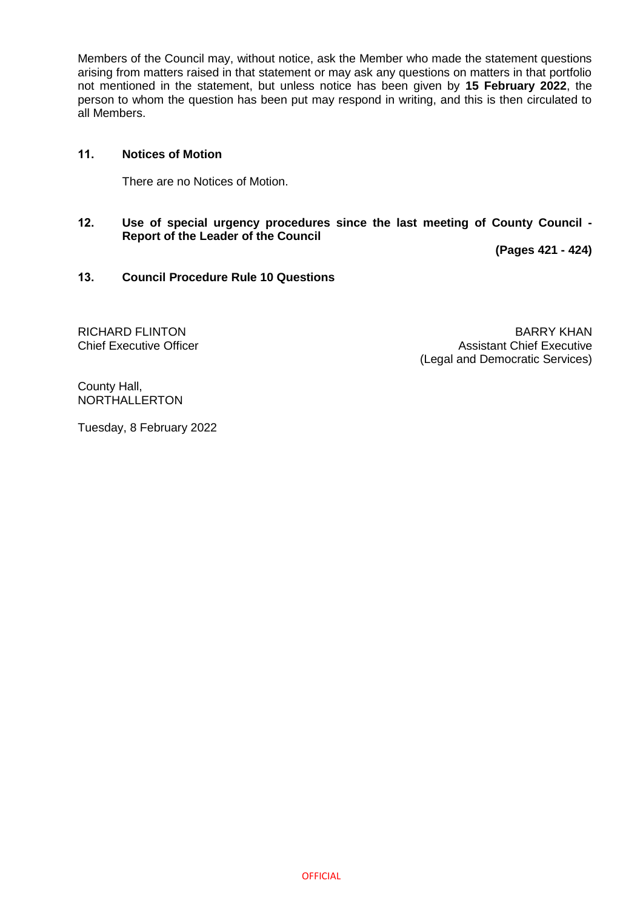Members of the Council may, without notice, ask the Member who made the statement questions arising from matters raised in that statement or may ask any questions on matters in that portfolio not mentioned in the statement, but unless notice has been given by **15 February 2022**, the person to whom the question has been put may respond in writing, and this is then circulated to all Members.

**11. Notices of Motion**

There are no Notices of Motion.

**12. Use of special urgency procedures since the last meeting of County Council - Report of the Leader of the Council**

**(Pages 421 - 424)**

**13. Council Procedure Rule 10 Questions**

RICHARD FLINTON
Chief Executive Officer

BARRY KHAN
Assistant Chief Executive
(Legal and Democratic Services)

County Hall,
NORTHALLERTON

Tuesday, 8 February 2022

OFFICIAL